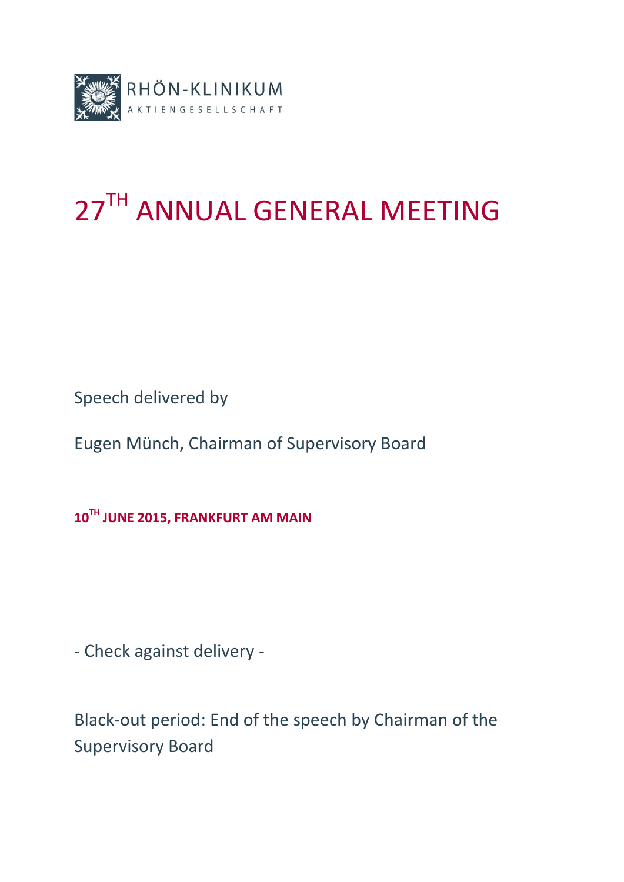RHÖN-KLINIKUM
AKTIENGESELLSCHAFT

# 27TH ANNUAL GENERAL MEETING

Speech delivered by

Eugen Münch, Chairman of Supervisory Board

**10TH JUNE 2015, FRANKFURT AM MAIN**

- Check against delivery -

Black-out period: End of the speech by Chairman of the Supervisory Board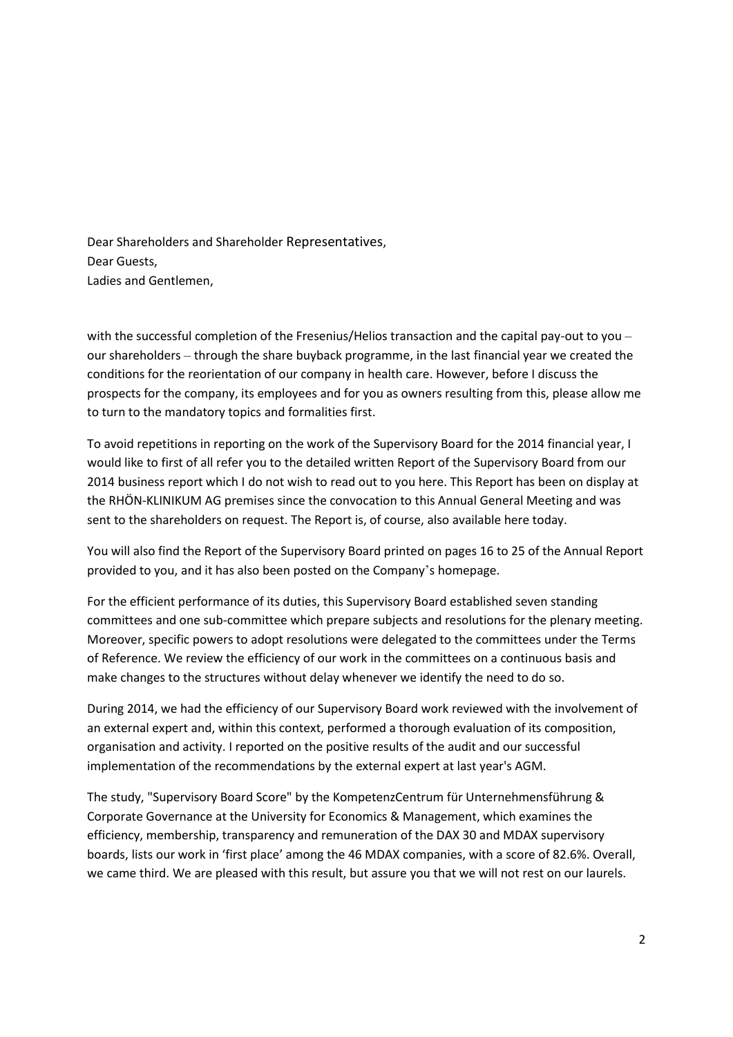Dear Shareholders and Shareholder Representatives,
Dear Guests,
Ladies and Gentlemen,

with the successful completion of the Fresenius/Helios transaction and the capital pay-out to you – our shareholders – through the share buyback programme, in the last financial year we created the conditions for the reorientation of our company in health care. However, before I discuss the prospects for the company, its employees and for you as owners resulting from this, please allow me to turn to the mandatory topics and formalities first.

To avoid repetitions in reporting on the work of the Supervisory Board for the 2014 financial year, I would like to first of all refer you to the detailed written Report of the Supervisory Board from our 2014 business report which I do not wish to read out to you here. This Report has been on display at the RHÖN-KLINIKUM AG premises since the convocation to this Annual General Meeting and was sent to the shareholders on request. The Report is, of course, also available here today.

You will also find the Report of the Supervisory Board printed on pages 16 to 25 of the Annual Report provided to you, and it has also been posted on the Company's homepage.

For the efficient performance of its duties, this Supervisory Board established seven standing committees and one sub-committee which prepare subjects and resolutions for the plenary meeting. Moreover, specific powers to adopt resolutions were delegated to the committees under the Terms of Reference. We review the efficiency of our work in the committees on a continuous basis and make changes to the structures without delay whenever we identify the need to do so.

During 2014, we had the efficiency of our Supervisory Board work reviewed with the involvement of an external expert and, within this context, performed a thorough evaluation of its composition, organisation and activity. I reported on the positive results of the audit and our successful implementation of the recommendations by the external expert at last year's AGM.

The study, "Supervisory Board Score" by the KompetenzCentrum für Unternehmensführung & Corporate Governance at the University for Economics & Management, which examines the efficiency, membership, transparency and remuneration of the DAX 30 and MDAX supervisory boards, lists our work in 'first place' among the 46 MDAX companies, with a score of 82.6%. Overall, we came third. We are pleased with this result, but assure you that we will not rest on our laurels.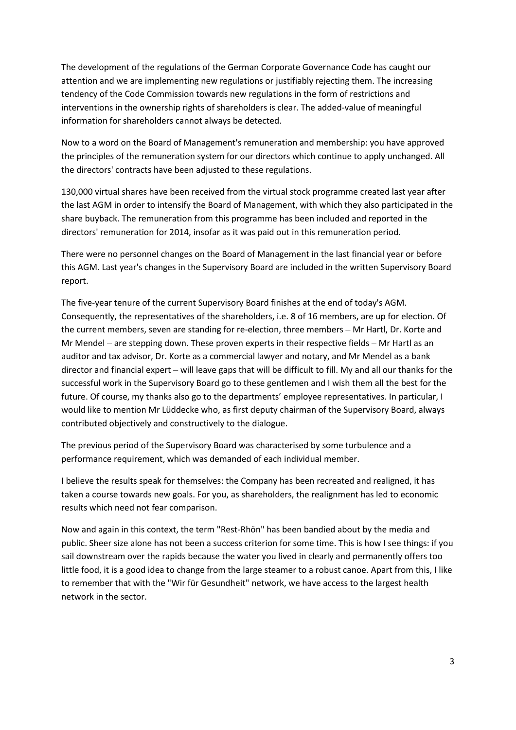The development of the regulations of the German Corporate Governance Code has caught our attention and we are implementing new regulations or justifiably rejecting them. The increasing tendency of the Code Commission towards new regulations in the form of restrictions and interventions in the ownership rights of shareholders is clear. The added-value of meaningful information for shareholders cannot always be detected.

Now to a word on the Board of Management's remuneration and membership: you have approved the principles of the remuneration system for our directors which continue to apply unchanged. All the directors' contracts have been adjusted to these regulations.

130,000 virtual shares have been received from the virtual stock programme created last year after the last AGM in order to intensify the Board of Management, with which they also participated in the share buyback. The remuneration from this programme has been included and reported in the directors' remuneration for 2014, insofar as it was paid out in this remuneration period.

There were no personnel changes on the Board of Management in the last financial year or before this AGM. Last year's changes in the Supervisory Board are included in the written Supervisory Board report.

The five-year tenure of the current Supervisory Board finishes at the end of today's AGM. Consequently, the representatives of the shareholders, i.e. 8 of 16 members, are up for election. Of the current members, seven are standing for re-election, three members – Mr Hartl, Dr. Korte and Mr Mendel – are stepping down. These proven experts in their respective fields – Mr Hartl as an auditor and tax advisor, Dr. Korte as a commercial lawyer and notary, and Mr Mendel as a bank director and financial expert – will leave gaps that will be difficult to fill. My and all our thanks for the successful work in the Supervisory Board go to these gentlemen and I wish them all the best for the future. Of course, my thanks also go to the departments' employee representatives. In particular, I would like to mention Mr Lüddecke who, as first deputy chairman of the Supervisory Board, always contributed objectively and constructively to the dialogue.

The previous period of the Supervisory Board was characterised by some turbulence and a performance requirement, which was demanded of each individual member.

I believe the results speak for themselves: the Company has been recreated and realigned, it has taken a course towards new goals. For you, as shareholders, the realignment has led to economic results which need not fear comparison.

Now and again in this context, the term "Rest-Rhön" has been bandied about by the media and public. Sheer size alone has not been a success criterion for some time. This is how I see things: if you sail downstream over the rapids because the water you lived in clearly and permanently offers too little food, it is a good idea to change from the large steamer to a robust canoe. Apart from this, I like to remember that with the "Wir für Gesundheit" network, we have access to the largest health network in the sector.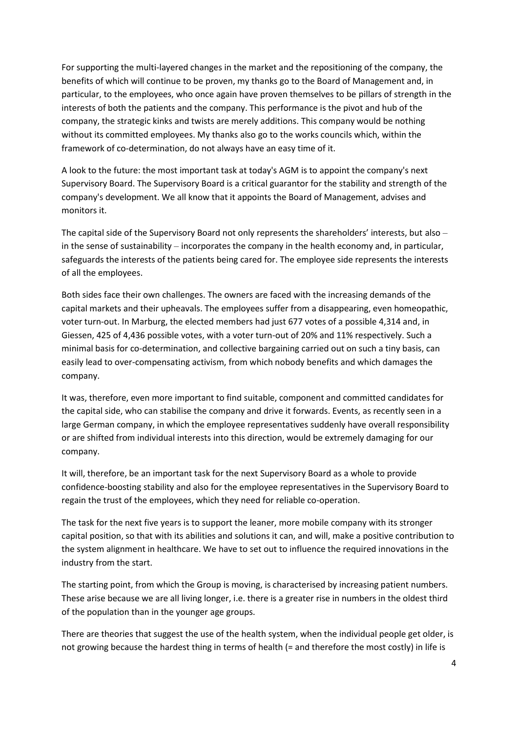For supporting the multi-layered changes in the market and the repositioning of the company, the benefits of which will continue to be proven, my thanks go to the Board of Management and, in particular, to the employees, who once again have proven themselves to be pillars of strength in the interests of both the patients and the company. This performance is the pivot and hub of the company, the strategic kinks and twists are merely additions. This company would be nothing without its committed employees. My thanks also go to the works councils which, within the framework of co-determination, do not always have an easy time of it.

A look to the future: the most important task at today's AGM is to appoint the company's next Supervisory Board. The Supervisory Board is a critical guarantor for the stability and strength of the company's development. We all know that it appoints the Board of Management, advises and monitors it.

The capital side of the Supervisory Board not only represents the shareholders' interests, but also – in the sense of sustainability – incorporates the company in the health economy and, in particular, safeguards the interests of the patients being cared for. The employee side represents the interests of all the employees.

Both sides face their own challenges. The owners are faced with the increasing demands of the capital markets and their upheavals. The employees suffer from a disappearing, even homeopathic, voter turn-out. In Marburg, the elected members had just 677 votes of a possible 4,314 and, in Giessen, 425 of 4,436 possible votes, with a voter turn-out of 20% and 11% respectively. Such a minimal basis for co-determination, and collective bargaining carried out on such a tiny basis, can easily lead to over-compensating activism, from which nobody benefits and which damages the company.

It was, therefore, even more important to find suitable, component and committed candidates for the capital side, who can stabilise the company and drive it forwards. Events, as recently seen in a large German company, in which the employee representatives suddenly have overall responsibility or are shifted from individual interests into this direction, would be extremely damaging for our company.

It will, therefore, be an important task for the next Supervisory Board as a whole to provide confidence-boosting stability and also for the employee representatives in the Supervisory Board to regain the trust of the employees, which they need for reliable co-operation.

The task for the next five years is to support the leaner, more mobile company with its stronger capital position, so that with its abilities and solutions it can, and will, make a positive contribution to the system alignment in healthcare. We have to set out to influence the required innovations in the industry from the start.

The starting point, from which the Group is moving, is characterised by increasing patient numbers. These arise because we are all living longer, i.e. there is a greater rise in numbers in the oldest third of the population than in the younger age groups.

There are theories that suggest the use of the health system, when the individual people get older, is not growing because the hardest thing in terms of health (= and therefore the most costly) in life is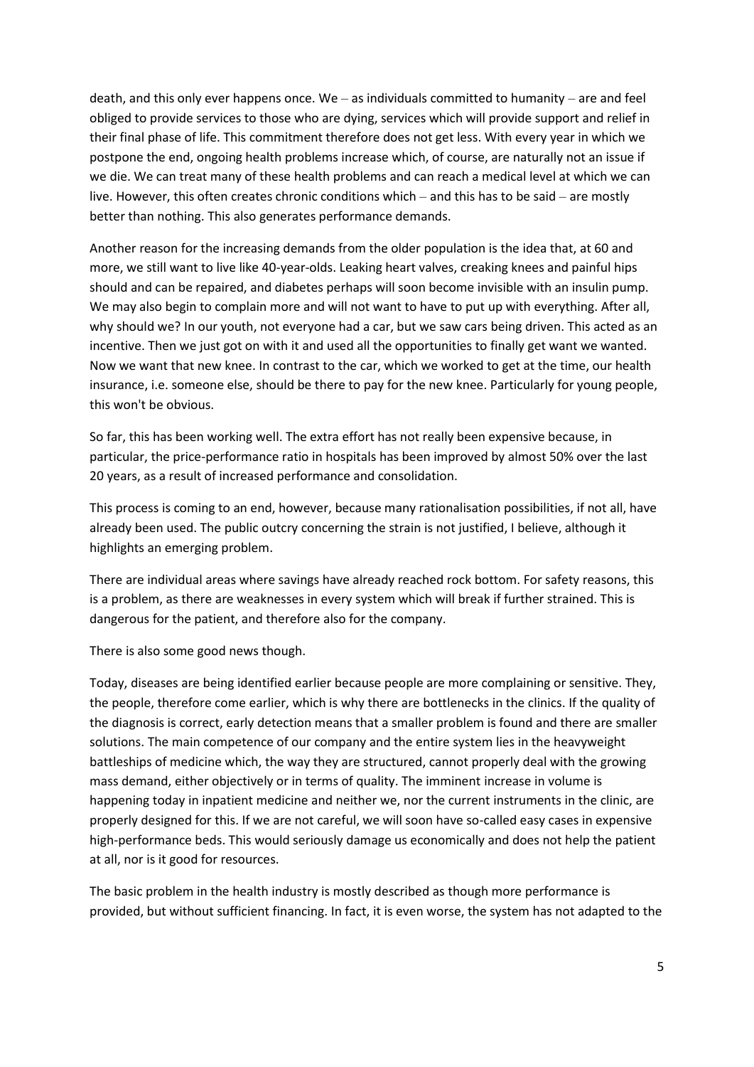death, and this only ever happens once. We – as individuals committed to humanity – are and feel obliged to provide services to those who are dying, services which will provide support and relief in their final phase of life. This commitment therefore does not get less. With every year in which we postpone the end, ongoing health problems increase which, of course, are naturally not an issue if we die. We can treat many of these health problems and can reach a medical level at which we can live. However, this often creates chronic conditions which – and this has to be said – are mostly better than nothing. This also generates performance demands.

Another reason for the increasing demands from the older population is the idea that, at 60 and more, we still want to live like 40-year-olds. Leaking heart valves, creaking knees and painful hips should and can be repaired, and diabetes perhaps will soon become invisible with an insulin pump. We may also begin to complain more and will not want to have to put up with everything. After all, why should we? In our youth, not everyone had a car, but we saw cars being driven. This acted as an incentive. Then we just got on with it and used all the opportunities to finally get want we wanted. Now we want that new knee. In contrast to the car, which we worked to get at the time, our health insurance, i.e. someone else, should be there to pay for the new knee. Particularly for young people, this won't be obvious.

So far, this has been working well. The extra effort has not really been expensive because, in particular, the price-performance ratio in hospitals has been improved by almost 50% over the last 20 years, as a result of increased performance and consolidation.

This process is coming to an end, however, because many rationalisation possibilities, if not all, have already been used. The public outcry concerning the strain is not justified, I believe, although it highlights an emerging problem.

There are individual areas where savings have already reached rock bottom. For safety reasons, this is a problem, as there are weaknesses in every system which will break if further strained. This is dangerous for the patient, and therefore also for the company.

There is also some good news though.

Today, diseases are being identified earlier because people are more complaining or sensitive. They, the people, therefore come earlier, which is why there are bottlenecks in the clinics. If the quality of the diagnosis is correct, early detection means that a smaller problem is found and there are smaller solutions. The main competence of our company and the entire system lies in the heavyweight battleships of medicine which, the way they are structured, cannot properly deal with the growing mass demand, either objectively or in terms of quality. The imminent increase in volume is happening today in inpatient medicine and neither we, nor the current instruments in the clinic, are properly designed for this. If we are not careful, we will soon have so-called easy cases in expensive high-performance beds. This would seriously damage us economically and does not help the patient at all, nor is it good for resources.

The basic problem in the health industry is mostly described as though more performance is provided, but without sufficient financing. In fact, it is even worse, the system has not adapted to the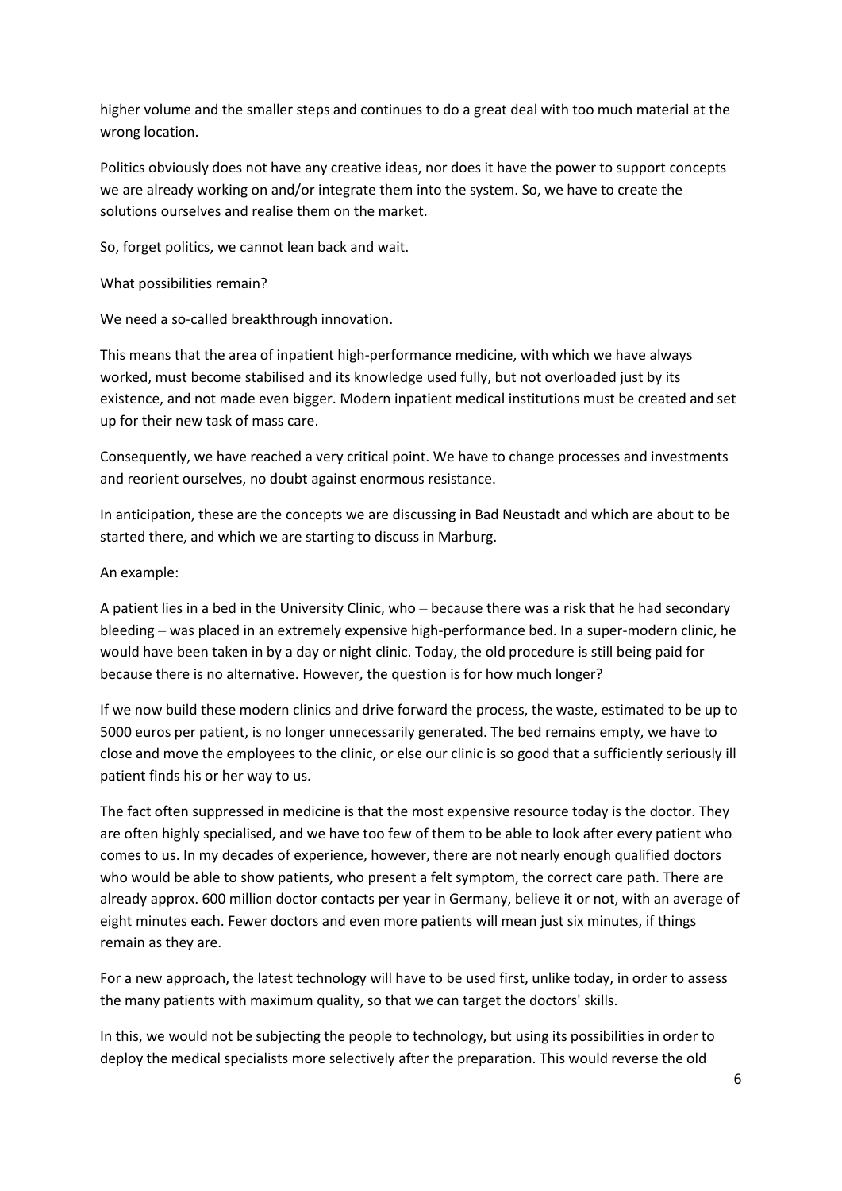higher volume and the smaller steps and continues to do a great deal with too much material at the wrong location.

Politics obviously does not have any creative ideas, nor does it have the power to support concepts we are already working on and/or integrate them into the system. So, we have to create the solutions ourselves and realise them on the market.

So, forget politics, we cannot lean back and wait.

What possibilities remain?

We need a so-called breakthrough innovation.

This means that the area of inpatient high-performance medicine, with which we have always worked, must become stabilised and its knowledge used fully, but not overloaded just by its existence, and not made even bigger. Modern inpatient medical institutions must be created and set up for their new task of mass care.

Consequently, we have reached a very critical point. We have to change processes and investments and reorient ourselves, no doubt against enormous resistance.

In anticipation, these are the concepts we are discussing in Bad Neustadt and which are about to be started there, and which we are starting to discuss in Marburg.

An example:

A patient lies in a bed in the University Clinic, who – because there was a risk that he had secondary bleeding – was placed in an extremely expensive high-performance bed. In a super-modern clinic, he would have been taken in by a day or night clinic. Today, the old procedure is still being paid for because there is no alternative. However, the question is for how much longer?

If we now build these modern clinics and drive forward the process, the waste, estimated to be up to 5000 euros per patient, is no longer unnecessarily generated. The bed remains empty, we have to close and move the employees to the clinic, or else our clinic is so good that a sufficiently seriously ill patient finds his or her way to us.

The fact often suppressed in medicine is that the most expensive resource today is the doctor. They are often highly specialised, and we have too few of them to be able to look after every patient who comes to us. In my decades of experience, however, there are not nearly enough qualified doctors who would be able to show patients, who present a felt symptom, the correct care path. There are already approx. 600 million doctor contacts per year in Germany, believe it or not, with an average of eight minutes each. Fewer doctors and even more patients will mean just six minutes, if things remain as they are.

For a new approach, the latest technology will have to be used first, unlike today, in order to assess the many patients with maximum quality, so that we can target the doctors' skills.

In this, we would not be subjecting the people to technology, but using its possibilities in order to deploy the medical specialists more selectively after the preparation. This would reverse the old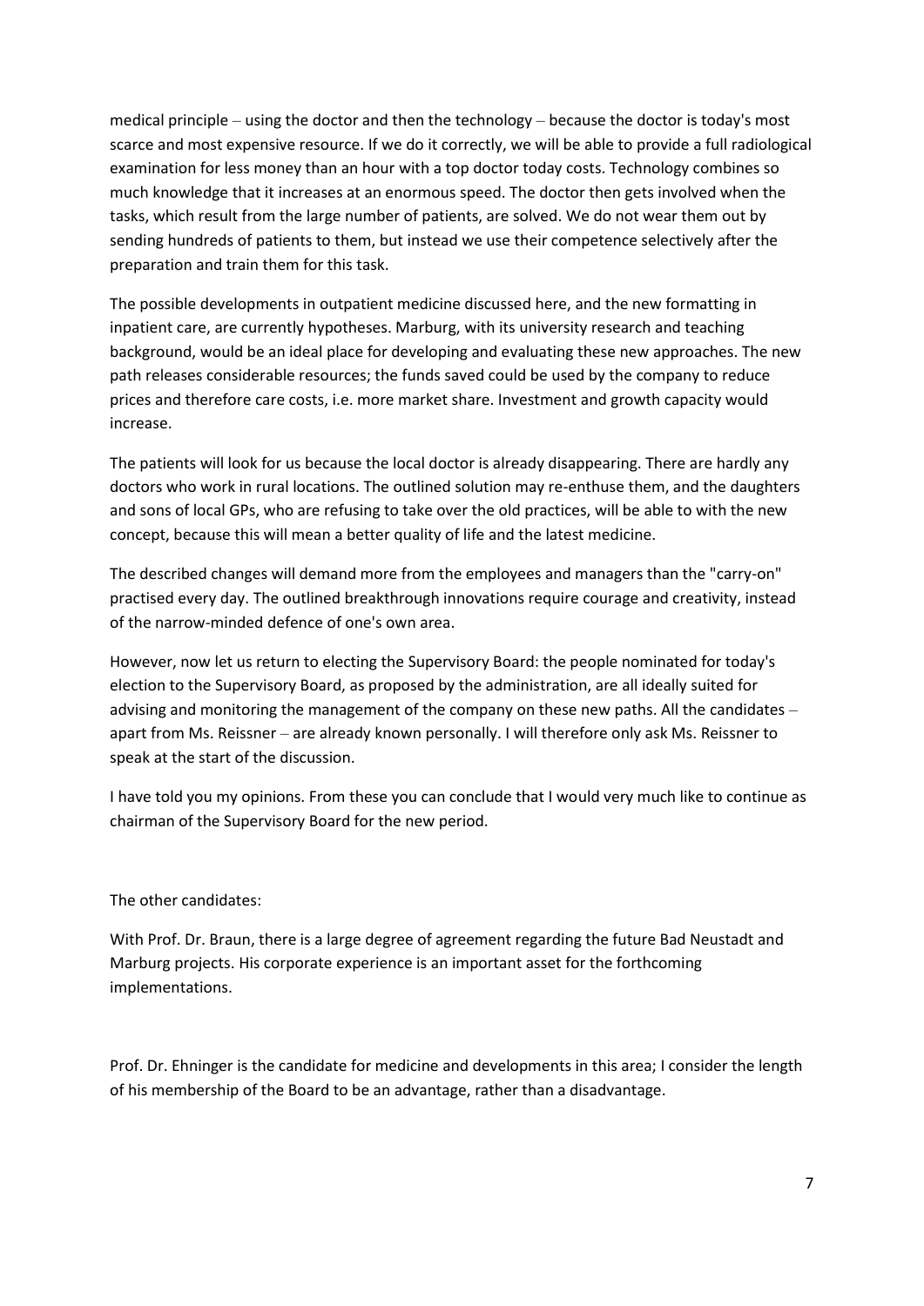medical principle – using the doctor and then the technology – because the doctor is today's most scarce and most expensive resource. If we do it correctly, we will be able to provide a full radiological examination for less money than an hour with a top doctor today costs. Technology combines so much knowledge that it increases at an enormous speed. The doctor then gets involved when the tasks, which result from the large number of patients, are solved. We do not wear them out by sending hundreds of patients to them, but instead we use their competence selectively after the preparation and train them for this task.

The possible developments in outpatient medicine discussed here, and the new formatting in inpatient care, are currently hypotheses. Marburg, with its university research and teaching background, would be an ideal place for developing and evaluating these new approaches. The new path releases considerable resources; the funds saved could be used by the company to reduce prices and therefore care costs, i.e. more market share. Investment and growth capacity would increase.

The patients will look for us because the local doctor is already disappearing. There are hardly any doctors who work in rural locations. The outlined solution may re-enthuse them, and the daughters and sons of local GPs, who are refusing to take over the old practices, will be able to with the new concept, because this will mean a better quality of life and the latest medicine.

The described changes will demand more from the employees and managers than the "carry-on" practised every day. The outlined breakthrough innovations require courage and creativity, instead of the narrow-minded defence of one's own area.

However, now let us return to electing the Supervisory Board: the people nominated for today's election to the Supervisory Board, as proposed by the administration, are all ideally suited for advising and monitoring the management of the company on these new paths. All the candidates – apart from Ms. Reissner – are already known personally. I will therefore only ask Ms. Reissner to speak at the start of the discussion.

I have told you my opinions. From these you can conclude that I would very much like to continue as chairman of the Supervisory Board for the new period.

The other candidates:

With Prof. Dr. Braun, there is a large degree of agreement regarding the future Bad Neustadt and Marburg projects. His corporate experience is an important asset for the forthcoming implementations.

Prof. Dr. Ehninger is the candidate for medicine and developments in this area; I consider the length of his membership of the Board to be an advantage, rather than a disadvantage.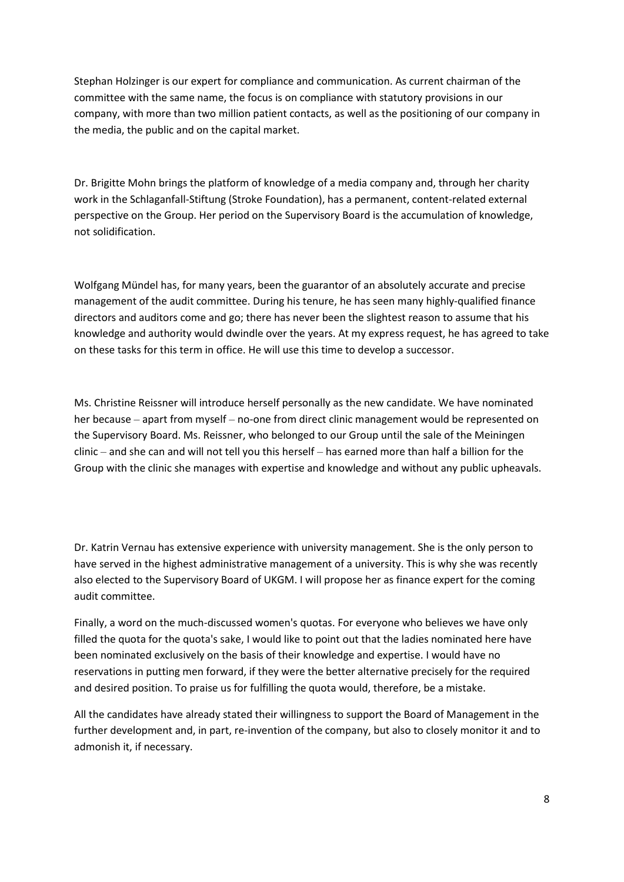Stephan Holzinger is our expert for compliance and communication. As current chairman of the committee with the same name, the focus is on compliance with statutory provisions in our company, with more than two million patient contacts, as well as the positioning of our company in the media, the public and on the capital market.

Dr. Brigitte Mohn brings the platform of knowledge of a media company and, through her charity work in the Schlaganfall-Stiftung (Stroke Foundation), has a permanent, content-related external perspective on the Group. Her period on the Supervisory Board is the accumulation of knowledge, not solidification.

Wolfgang Mündel has, for many years, been the guarantor of an absolutely accurate and precise management of the audit committee. During his tenure, he has seen many highly-qualified finance directors and auditors come and go; there has never been the slightest reason to assume that his knowledge and authority would dwindle over the years. At my express request, he has agreed to take on these tasks for this term in office. He will use this time to develop a successor.

Ms. Christine Reissner will introduce herself personally as the new candidate. We have nominated her because – apart from myself – no-one from direct clinic management would be represented on the Supervisory Board. Ms. Reissner, who belonged to our Group until the sale of the Meiningen clinic – and she can and will not tell you this herself – has earned more than half a billion for the Group with the clinic she manages with expertise and knowledge and without any public upheavals.

Dr. Katrin Vernau has extensive experience with university management. She is the only person to have served in the highest administrative management of a university. This is why she was recently also elected to the Supervisory Board of UKGM. I will propose her as finance expert for the coming audit committee.

Finally, a word on the much-discussed women's quotas. For everyone who believes we have only filled the quota for the quota's sake, I would like to point out that the ladies nominated here have been nominated exclusively on the basis of their knowledge and expertise. I would have no reservations in putting men forward, if they were the better alternative precisely for the required and desired position. To praise us for fulfilling the quota would, therefore, be a mistake.

All the candidates have already stated their willingness to support the Board of Management in the further development and, in part, re-invention of the company, but also to closely monitor it and to admonish it, if necessary.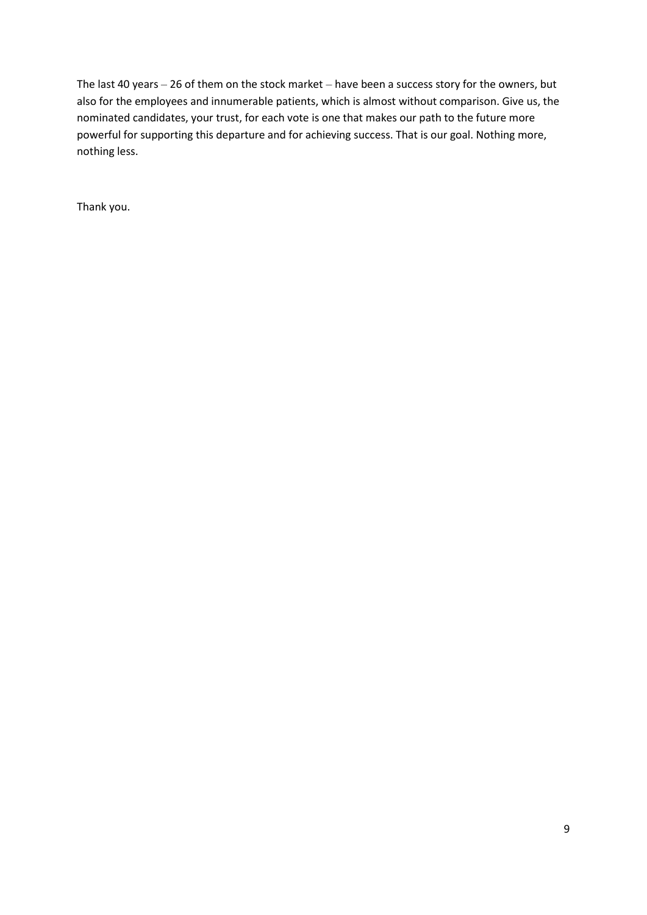The last 40 years – 26 of them on the stock market – have been a success story for the owners, but also for the employees and innumerable patients, which is almost without comparison. Give us, the nominated candidates, your trust, for each vote is one that makes our path to the future more powerful for supporting this departure and for achieving success. That is our goal. Nothing more, nothing less.

Thank you.